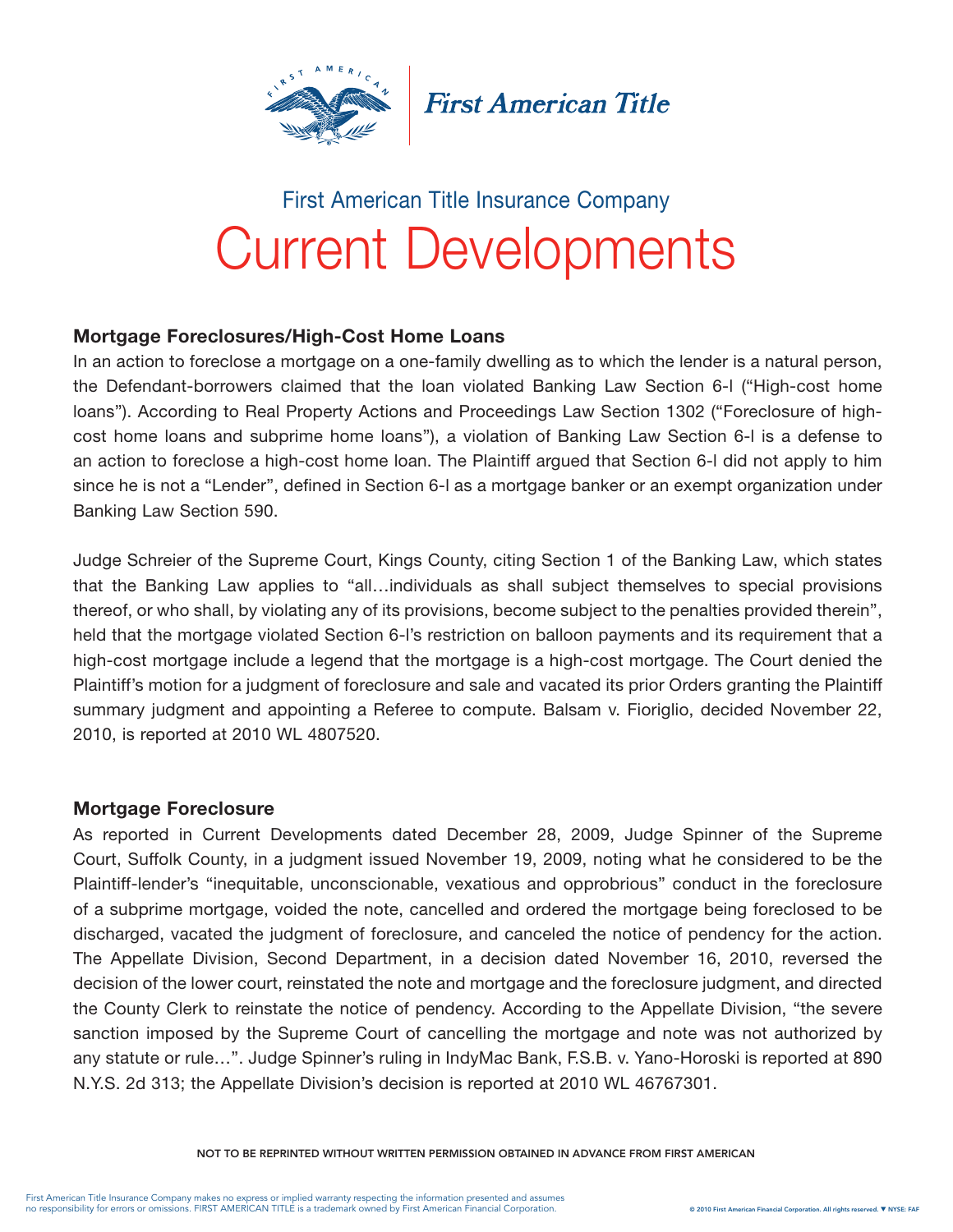First American Title

First American Title Insurance Company

# Current Developments

### Mortgage Foreclosures/High-Cost Home Loans

In an action to foreclose a mortgage on a one-family dwelling as to which the lender is a natural person, the Defendant-borrowers claimed that the loan violated Banking Law Section 6-l ("High-cost home loans"). According to Real Property Actions and Proceedings Law Section 1302 ("Foreclosure of high-cost home loans and subprime home loans"), a violation of Banking Law Section 6-l is a defense to an action to foreclose a high-cost home loan. The Plaintiff argued that Section 6-l did not apply to him since he is not a "Lender", defined in Section 6-l as a mortgage banker or an exempt organization under Banking Law Section 590.

Judge Schreier of the Supreme Court, Kings County, citing Section 1 of the Banking Law, which states that the Banking Law applies to "all…individuals as shall subject themselves to special provisions thereof, or who shall, by violating any of its provisions, become subject to the penalties provided therein", held that the mortgage violated Section 6-l's restriction on balloon payments and its requirement that a high-cost mortgage include a legend that the mortgage is a high-cost mortgage. The Court denied the Plaintiff's motion for a judgment of foreclosure and sale and vacated its prior Orders granting the Plaintiff summary judgment and appointing a Referee to compute. Balsam v. Fioriglio, decided November 22, 2010, is reported at 2010 WL 4807520.

### Mortgage Foreclosure

As reported in Current Developments dated December 28, 2009, Judge Spinner of the Supreme Court, Suffolk County, in a judgment issued November 19, 2009, noting what he considered to be the Plaintiff-lender's "inequitable, unconscionable, vexatious and opprobrious" conduct in the foreclosure of a subprime mortgage, voided the note, cancelled and ordered the mortgage being foreclosed to be discharged, vacated the judgment of foreclosure, and canceled the notice of pendency for the action. The Appellate Division, Second Department, in a decision dated November 16, 2010, reversed the decision of the lower court, reinstated the note and mortgage and the foreclosure judgment, and directed the County Clerk to reinstate the notice of pendency. According to the Appellate Division, "the severe sanction imposed by the Supreme Court of cancelling the mortgage and note was not authorized by any statute or rule…". Judge Spinner's ruling in IndyMac Bank, F.S.B. v. Yano-Horoski is reported at 890 N.Y.S. 2d 313; the Appellate Division's decision is reported at 2010 WL 46767301.

NOT TO BE REPRINTED WITHOUT WRITTEN PERMISSION OBTAINED IN ADVANCE FROM FIRST AMERICAN

First American Title Insurance Company makes no express or implied warranty respecting the information presented and assumes no responsibility for errors or omissions. FIRST AMERICAN TITLE is a trademark owned by First American Financial Corporation.

© 2010 First American Financial Corporation. All rights reserved. ▼ NYSE: FAF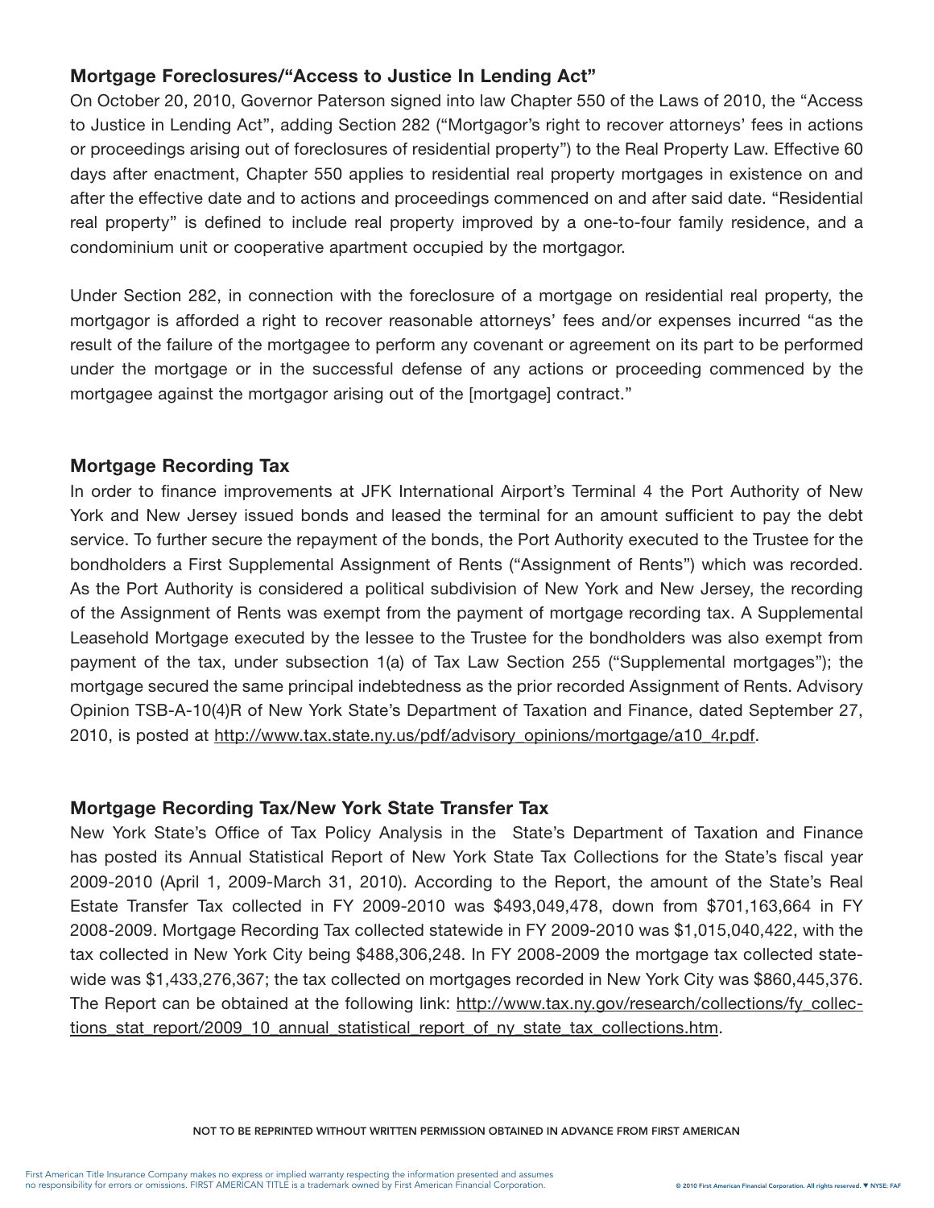## Mortgage Foreclosures/"Access to Justice In Lending Act"

On October 20, 2010, Governor Paterson signed into law Chapter 550 of the Laws of 2010, the "Access to Justice in Lending Act", adding Section 282 ("Mortgagor's right to recover attorneys' fees in actions or proceedings arising out of foreclosures of residential property") to the Real Property Law. Effective 60 days after enactment, Chapter 550 applies to residential real property mortgages in existence on and after the effective date and to actions and proceedings commenced on and after said date. "Residential real property" is defined to include real property improved by a one-to-four family residence, and a condominium unit or cooperative apartment occupied by the mortgagor.

Under Section 282, in connection with the foreclosure of a mortgage on residential real property, the mortgagor is afforded a right to recover reasonable attorneys' fees and/or expenses incurred "as the result of the failure of the mortgagee to perform any covenant or agreement on its part to be performed under the mortgage or in the successful defense of any actions or proceeding commenced by the mortgagee against the mortgagor arising out of the [mortgage] contract."

## Mortgage Recording Tax

In order to finance improvements at JFK International Airport's Terminal 4 the Port Authority of New York and New Jersey issued bonds and leased the terminal for an amount sufficient to pay the debt service. To further secure the repayment of the bonds, the Port Authority executed to the Trustee for the bondholders a First Supplemental Assignment of Rents ("Assignment of Rents") which was recorded. As the Port Authority is considered a political subdivision of New York and New Jersey, the recording of the Assignment of Rents was exempt from the payment of mortgage recording tax. A Supplemental Leasehold Mortgage executed by the lessee to the Trustee for the bondholders was also exempt from payment of the tax, under subsection 1(a) of Tax Law Section 255 ("Supplemental mortgages"); the mortgage secured the same principal indebtedness as the prior recorded Assignment of Rents. Advisory Opinion TSB-A-10(4)R of New York State's Department of Taxation and Finance, dated September 27, 2010, is posted at http://www.tax.state.ny.us/pdf/advisory_opinions/mortgage/a10_4r.pdf.

## Mortgage Recording Tax/New York State Transfer Tax

New York State's Office of Tax Policy Analysis in the State's Department of Taxation and Finance has posted its Annual Statistical Report of New York State Tax Collections for the State's fiscal year 2009-2010 (April 1, 2009-March 31, 2010). According to the Report, the amount of the State's Real Estate Transfer Tax collected in FY 2009-2010 was $493,049,478, down from $701,163,664 in FY 2008-2009. Mortgage Recording Tax collected statewide in FY 2009-2010 was $1,015,040,422, with the tax collected in New York City being $488,306,248. In FY 2008-2009 the mortgage tax collected statewide was $1,433,276,367; the tax collected on mortgages recorded in New York City was $860,445,376. The Report can be obtained at the following link: http://www.tax.ny.gov/research/collections/fy_collections_stat_report/2009_10_annual_statistical_report_of_ny_state_tax_collections.htm.

NOT TO BE REPRINTED WITHOUT WRITTEN PERMISSION OBTAINED IN ADVANCE FROM FIRST AMERICAN

First American Title Insurance Company makes no express or implied warranty respecting the information presented and assumes no responsibility for errors or omissions. FIRST AMERICAN TITLE is a trademark owned by First American Financial Corporation.

© 2010 First American Financial Corporation. All rights reserved. ▼ NYSE: FAF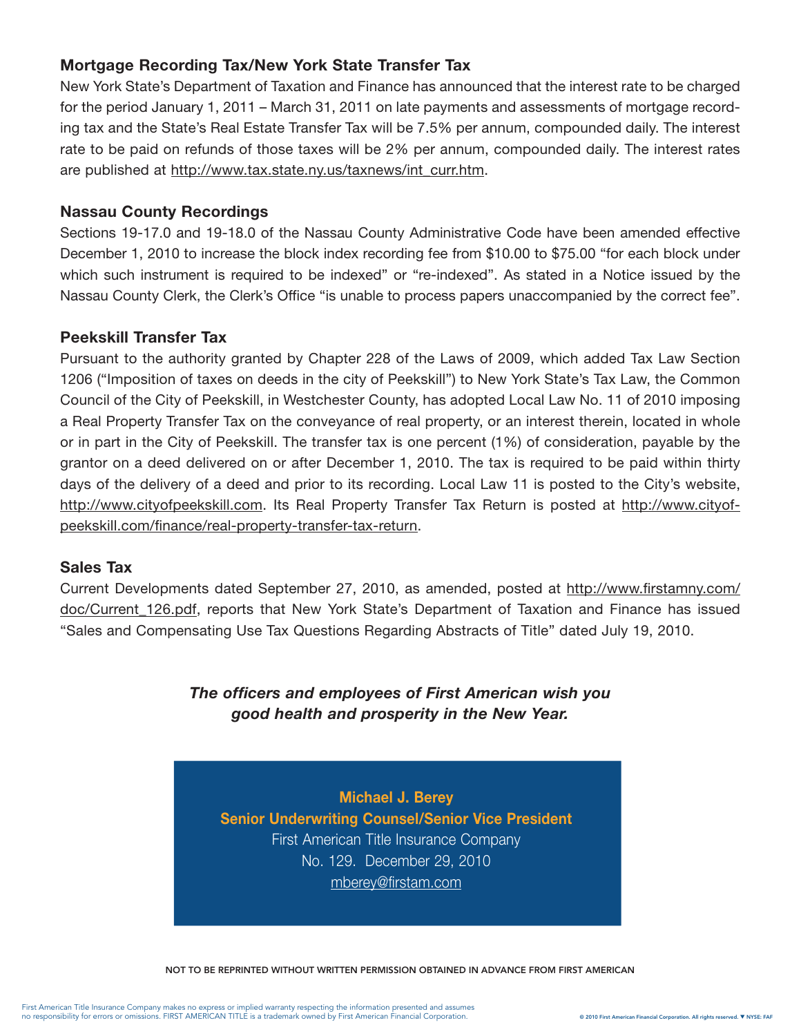### Mortgage Recording Tax/New York State Transfer Tax

New York State's Department of Taxation and Finance has announced that the interest rate to be charged for the period January 1, 2011 – March 31, 2011 on late payments and assessments of mortgage recording tax and the State's Real Estate Transfer Tax will be 7.5% per annum, compounded daily. The interest rate to be paid on refunds of those taxes will be 2% per annum, compounded daily. The interest rates are published at http://www.tax.state.ny.us/taxnews/int_curr.htm.

### Nassau County Recordings

Sections 19-17.0 and 19-18.0 of the Nassau County Administrative Code have been amended effective December 1, 2010 to increase the block index recording fee from $10.00 to $75.00 "for each block under which such instrument is required to be indexed" or "re-indexed". As stated in a Notice issued by the Nassau County Clerk, the Clerk's Office "is unable to process papers unaccompanied by the correct fee".

### Peekskill Transfer Tax

Pursuant to the authority granted by Chapter 228 of the Laws of 2009, which added Tax Law Section 1206 ("Imposition of taxes on deeds in the city of Peekskill") to New York State's Tax Law, the Common Council of the City of Peekskill, in Westchester County, has adopted Local Law No. 11 of 2010 imposing a Real Property Transfer Tax on the conveyance of real property, or an interest therein, located in whole or in part in the City of Peekskill. The transfer tax is one percent (1%) of consideration, payable by the grantor on a deed delivered on or after December 1, 2010. The tax is required to be paid within thirty days of the delivery of a deed and prior to its recording. Local Law 11 is posted to the City's website, http://www.cityofpeekskill.com. Its Real Property Transfer Tax Return is posted at http://www.cityofpeekskill.com/finance/real-property-transfer-tax-return.

### Sales Tax

Current Developments dated September 27, 2010, as amended, posted at http://www.firstamny.com/doc/Current_126.pdf, reports that New York State's Department of Taxation and Finance has issued "Sales and Compensating Use Tax Questions Regarding Abstracts of Title" dated July 19, 2010.

***The officers and employees of First American wish you good health and prosperity in the New Year.***

**Michael J. Berey**
**Senior Underwriting Counsel/Senior Vice President**
First American Title Insurance Company
No. 129. December 29, 2010
mberey@firstam.com

NOT TO BE REPRINTED WITHOUT WRITTEN PERMISSION OBTAINED IN ADVANCE FROM FIRST AMERICAN

First American Title Insurance Company makes no express or implied warranty respecting the information presented and assumes no responsibility for errors or omissions. FIRST AMERICAN TITLE is a trademark owned by First American Financial Corporation.

© 2010 First American Financial Corporation. All rights reserved. ▼ NYSE: FAF